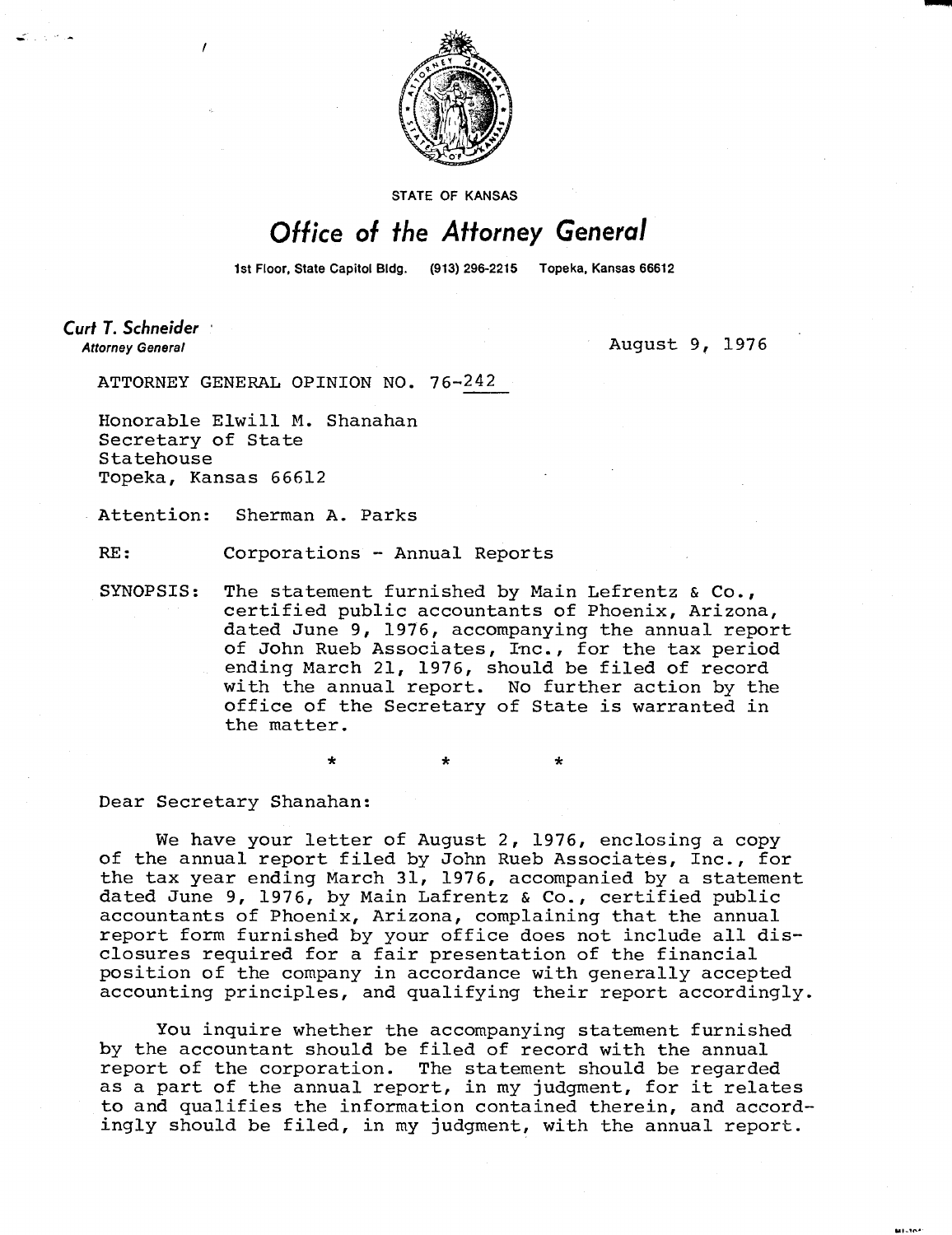STATE OF KANSAS

# Office of the Attorney General

1st Floor, State Capitol Bldg. (913) 296-2215 Topeka, Kansas 66612

**Curt T. Schneider**
*Attorney General*

August 9, 1976

ATTORNEY GENERAL OPINION NO. 76-242

Honorable Elwill M. Shanahan
Secretary of State
Statehouse
Topeka, Kansas 66612

Attention: Sherman A. Parks

RE: Corporations - Annual Reports

SYNOPSIS: The statement furnished by Main Lefrentz & Co., certified public accountants of Phoenix, Arizona, dated June 9, 1976, accompanying the annual report of John Rueb Associates, Inc., for the tax period ending March 21, 1976, should be filed of record with the annual report. No further action by the office of the Secretary of State is warranted in the matter.

\* \* \*

Dear Secretary Shanahan:

We have your letter of August 2, 1976, enclosing a copy of the annual report filed by John Rueb Associates, Inc., for the tax year ending March 31, 1976, accompanied by a statement dated June 9, 1976, by Main Lafrentz & Co., certified public accountants of Phoenix, Arizona, complaining that the annual report form furnished by your office does not include all disclosures required for a fair presentation of the financial position of the company in accordance with generally accepted accounting principles, and qualifying their report accordingly.

You inquire whether the accompanying statement furnished by the accountant should be filed of record with the annual report of the corporation. The statement should be regarded as a part of the annual report, in my judgment, for it relates to and qualifies the information contained therein, and accordingly should be filed, in my judgment, with the annual report.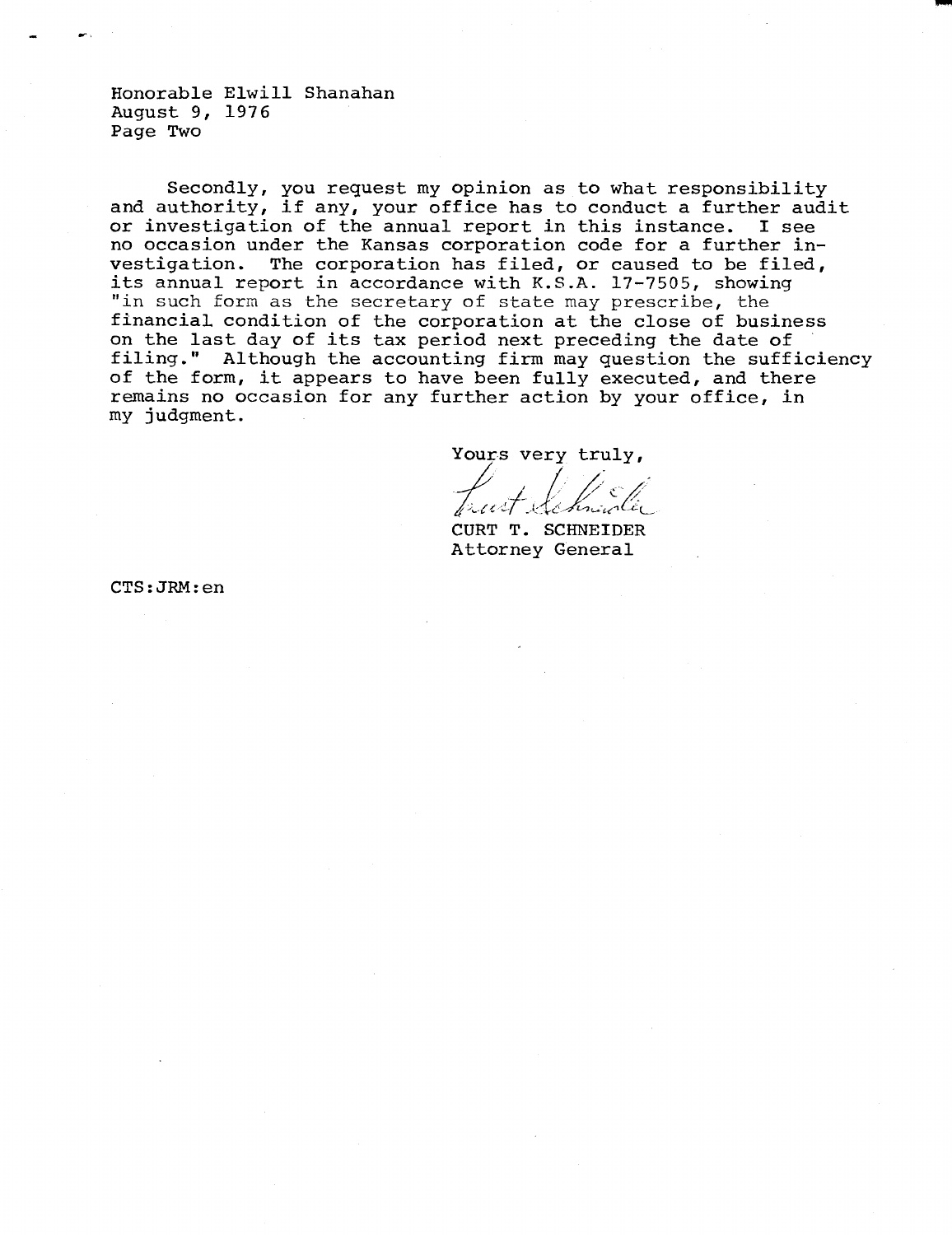Honorable Elwill Shanahan
August 9, 1976
Page Two

Secondly, you request my opinion as to what responsibility and authority, if any, your office has to conduct a further audit or investigation of the annual report in this instance. I see no occasion under the Kansas corporation code for a further investigation. The corporation has filed, or caused to be filed, its annual report in accordance with K.S.A. 17-7505, showing "in such form as the secretary of state may prescribe, the financial condition of the corporation at the close of business on the last day of its tax period next preceding the date of filing." Although the accounting firm may question the sufficiency of the form, it appears to have been fully executed, and there remains no occasion for any further action by your office, in my judgment.

Yours very truly,

CURT T. SCHNEIDER
Attorney General

CTS:JRM:en